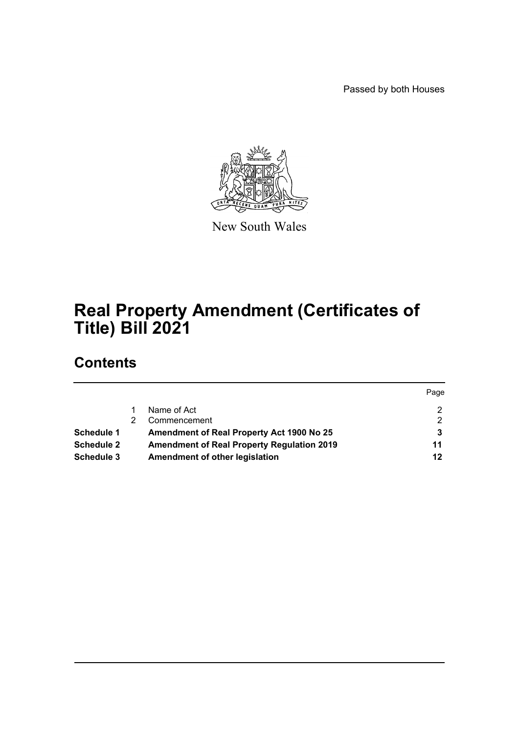Passed by both Houses

New South Wales

# Real Property Amendment (Certificates of Title) Bill 2021

## Contents

| | | | Page |
|---|---|---|---|
| | 1 | Name of Act | 2 |
| | 2 | Commencement | 2 |
| **Schedule 1** | | **Amendment of Real Property Act 1900 No 25** | **3** |
| **Schedule 2** | | **Amendment of Real Property Regulation 2019** | **11** |
| **Schedule 3** | | **Amendment of other legislation** | **12** |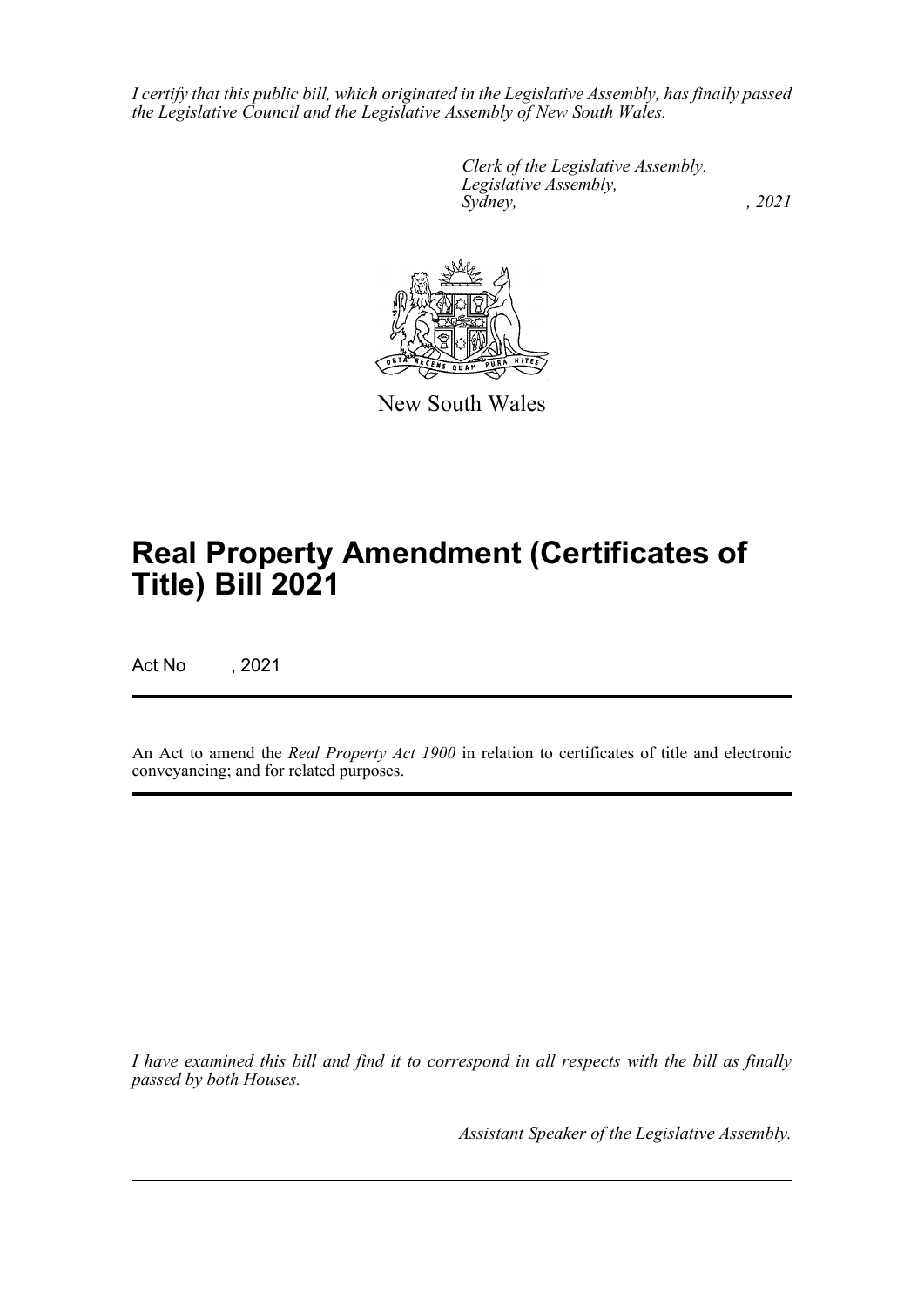*I certify that this public bill, which originated in the Legislative Assembly, has finally passed the Legislative Council and the Legislative Assembly of New South Wales.*

*Clerk of the Legislative Assembly.*
*Legislative Assembly,*
*Sydney, , 2021*

New South Wales

# Real Property Amendment (Certificates of Title) Bill 2021

Act No , 2021

An Act to amend the *Real Property Act 1900* in relation to certificates of title and electronic conveyancing; and for related purposes.

*I have examined this bill and find it to correspond in all respects with the bill as finally passed by both Houses.*

*Assistant Speaker of the Legislative Assembly.*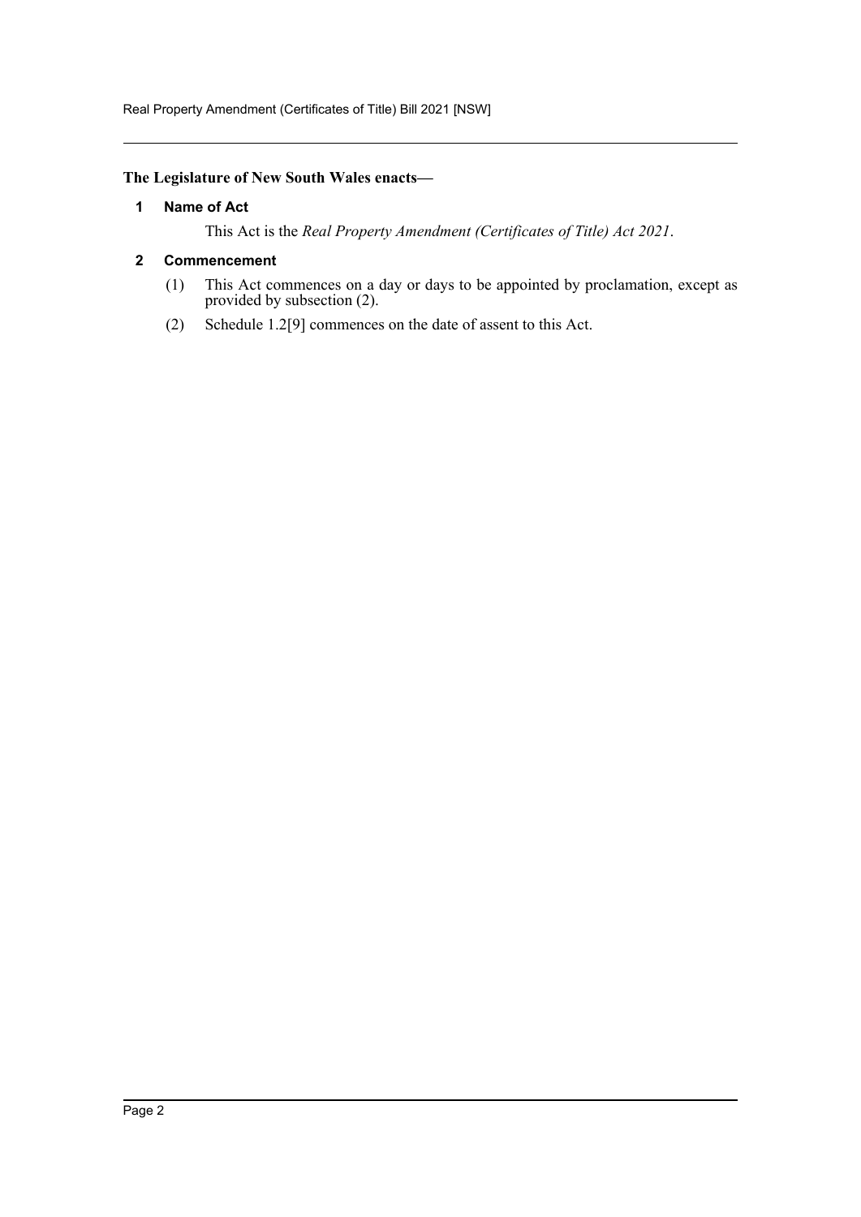**The Legislature of New South Wales enacts—**

### 1 Name of Act

This Act is the *Real Property Amendment (Certificates of Title) Act 2021*.

### 2 Commencement

(1) This Act commences on a day or days to be appointed by proclamation, except as provided by subsection (2).

(2) Schedule 1.2[9] commences on the date of assent to this Act.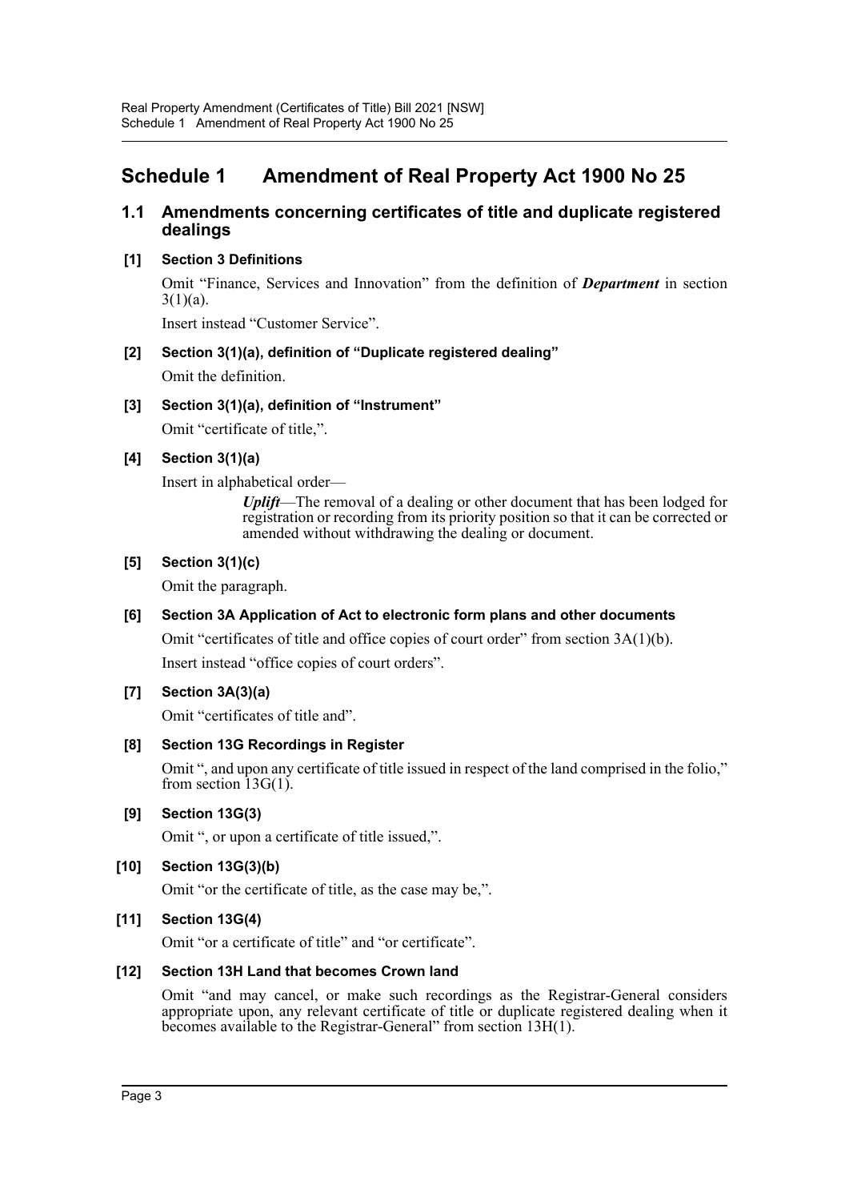# Schedule 1 Amendment of Real Property Act 1900 No 25

## 1.1 Amendments concerning certificates of title and duplicate registered dealings

### [1] Section 3 Definitions

Omit "Finance, Services and Innovation" from the definition of ***Department*** in section 3(1)(a).

Insert instead "Customer Service".

### [2] Section 3(1)(a), definition of "Duplicate registered dealing"

Omit the definition.

### [3] Section 3(1)(a), definition of "Instrument"

Omit "certificate of title,".

### [4] Section 3(1)(a)

Insert in alphabetical order—

> ***Uplift***—The removal of a dealing or other document that has been lodged for registration or recording from its priority position so that it can be corrected or amended without withdrawing the dealing or document.

### [5] Section 3(1)(c)

Omit the paragraph.

### [6] Section 3A Application of Act to electronic form plans and other documents

Omit "certificates of title and office copies of court order" from section 3A(1)(b).

Insert instead "office copies of court orders".

### [7] Section 3A(3)(a)

Omit "certificates of title and".

### [8] Section 13G Recordings in Register

Omit ", and upon any certificate of title issued in respect of the land comprised in the folio," from section 13G(1).

### [9] Section 13G(3)

Omit ", or upon a certificate of title issued,".

### [10] Section 13G(3)(b)

Omit "or the certificate of title, as the case may be,".

### [11] Section 13G(4)

Omit "or a certificate of title" and "or certificate".

### [12] Section 13H Land that becomes Crown land

Omit "and may cancel, or make such recordings as the Registrar-General considers appropriate upon, any relevant certificate of title or duplicate registered dealing when it becomes available to the Registrar-General" from section 13H(1).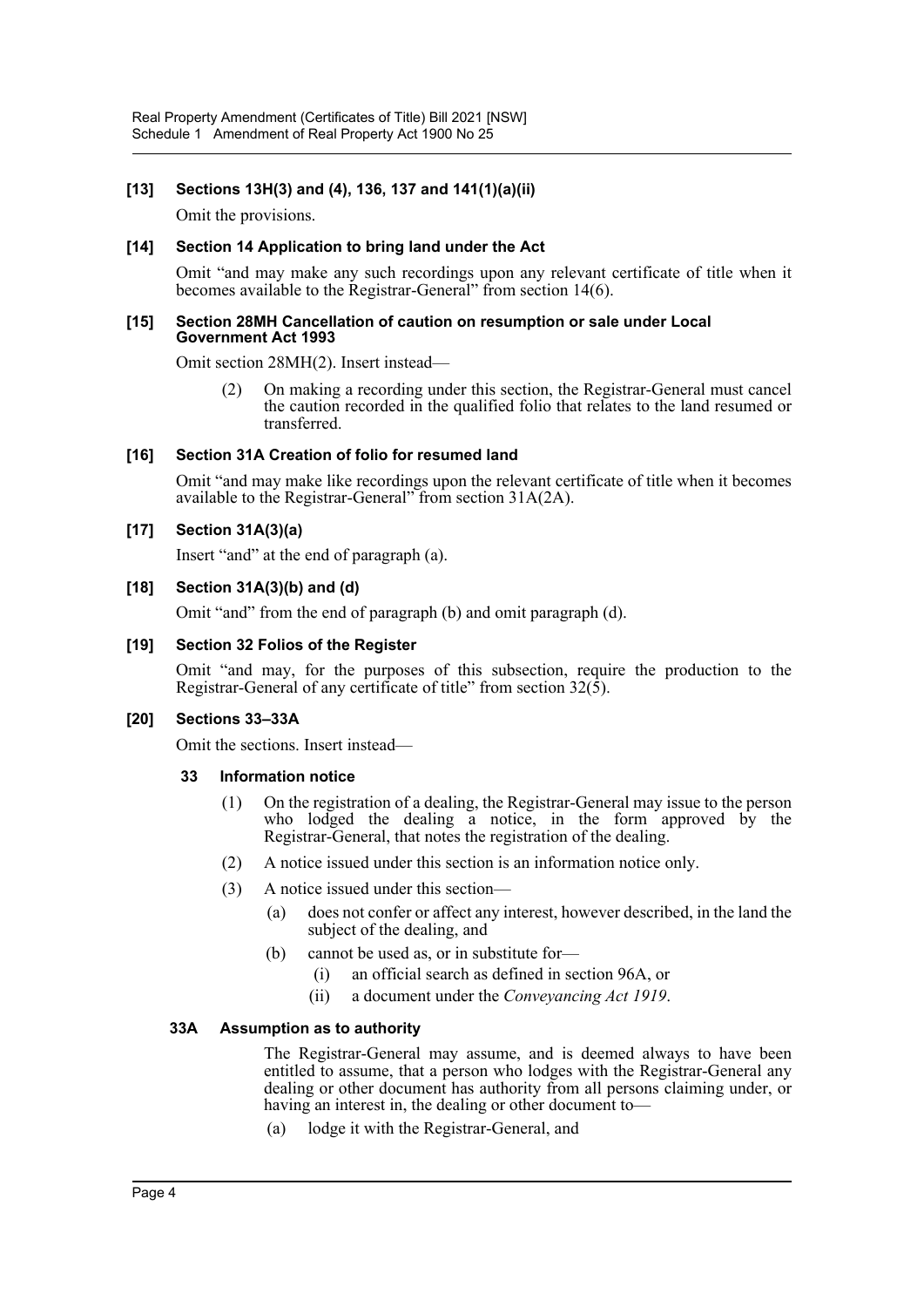**[13] Sections 13H(3) and (4), 136, 137 and 141(1)(a)(ii)**

Omit the provisions.

**[14] Section 14 Application to bring land under the Act**

Omit "and may make any such recordings upon any relevant certificate of title when it becomes available to the Registrar-General" from section 14(6).

**[15] Section 28MH Cancellation of caution on resumption or sale under Local Government Act 1993**

Omit section 28MH(2). Insert instead—

(2) On making a recording under this section, the Registrar-General must cancel the caution recorded in the qualified folio that relates to the land resumed or transferred.

**[16] Section 31A Creation of folio for resumed land**

Omit "and may make like recordings upon the relevant certificate of title when it becomes available to the Registrar-General" from section 31A(2A).

**[17] Section 31A(3)(a)**

Insert "and" at the end of paragraph (a).

**[18] Section 31A(3)(b) and (d)**

Omit "and" from the end of paragraph (b) and omit paragraph (d).

**[19] Section 32 Folios of the Register**

Omit "and may, for the purposes of this subsection, require the production to the Registrar-General of any certificate of title" from section 32(5).

**[20] Sections 33–33A**

Omit the sections. Insert instead—

**33 Information notice**

(1) On the registration of a dealing, the Registrar-General may issue to the person who lodged the dealing a notice, in the form approved by the Registrar-General, that notes the registration of the dealing.

(2) A notice issued under this section is an information notice only.

(3) A notice issued under this section—

(a) does not confer or affect any interest, however described, in the land the subject of the dealing, and

(b) cannot be used as, or in substitute for—

(i) an official search as defined in section 96A, or

(ii) a document under the *Conveyancing Act 1919*.

**33A Assumption as to authority**

The Registrar-General may assume, and is deemed always to have been entitled to assume, that a person who lodges with the Registrar-General any dealing or other document has authority from all persons claiming under, or having an interest in, the dealing or other document to—

(a) lodge it with the Registrar-General, and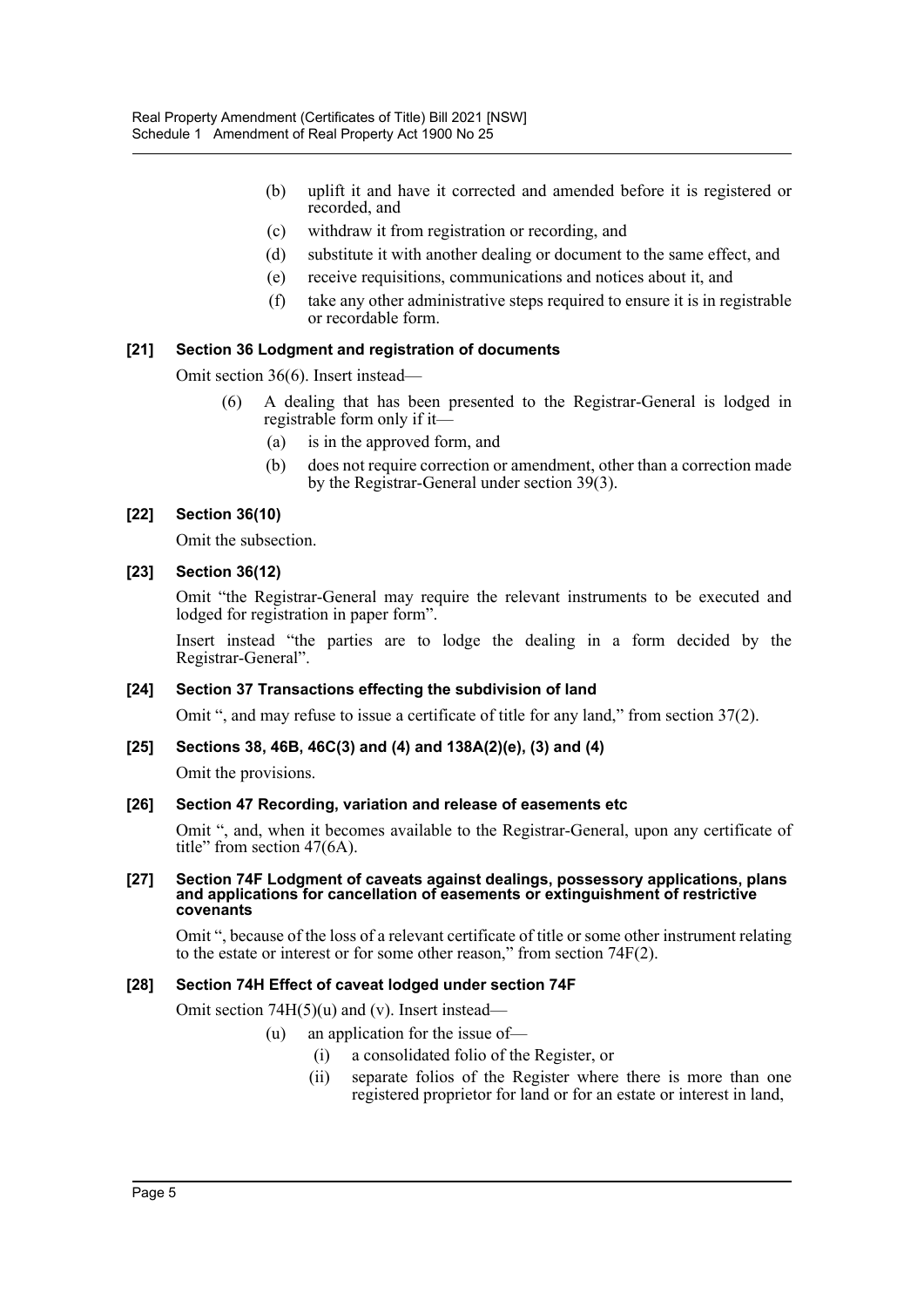(b) uplift it and have it corrected and amended before it is registered or recorded, and

(c) withdraw it from registration or recording, and

(d) substitute it with another dealing or document to the same effect, and

(e) receive requisitions, communications and notices about it, and

(f) take any other administrative steps required to ensure it is in registrable or recordable form.

**[21] Section 36 Lodgment and registration of documents**

Omit section 36(6). Insert instead—

(6) A dealing that has been presented to the Registrar-General is lodged in registrable form only if it—

(a) is in the approved form, and

(b) does not require correction or amendment, other than a correction made by the Registrar-General under section 39(3).

**[22] Section 36(10)**

Omit the subsection.

**[23] Section 36(12)**

Omit "the Registrar-General may require the relevant instruments to be executed and lodged for registration in paper form".

Insert instead "the parties are to lodge the dealing in a form decided by the Registrar-General".

**[24] Section 37 Transactions effecting the subdivision of land**

Omit ", and may refuse to issue a certificate of title for any land," from section 37(2).

**[25] Sections 38, 46B, 46C(3) and (4) and 138A(2)(e), (3) and (4)**

Omit the provisions.

**[26] Section 47 Recording, variation and release of easements etc**

Omit ", and, when it becomes available to the Registrar-General, upon any certificate of title" from section 47(6A).

**[27] Section 74F Lodgment of caveats against dealings, possessory applications, plans and applications for cancellation of easements or extinguishment of restrictive covenants**

Omit ", because of the loss of a relevant certificate of title or some other instrument relating to the estate or interest or for some other reason," from section 74F(2).

**[28] Section 74H Effect of caveat lodged under section 74F**

Omit section 74H(5)(u) and (v). Insert instead—

(u) an application for the issue of—

(i) a consolidated folio of the Register, or

(ii) separate folios of the Register where there is more than one registered proprietor for land or for an estate or interest in land,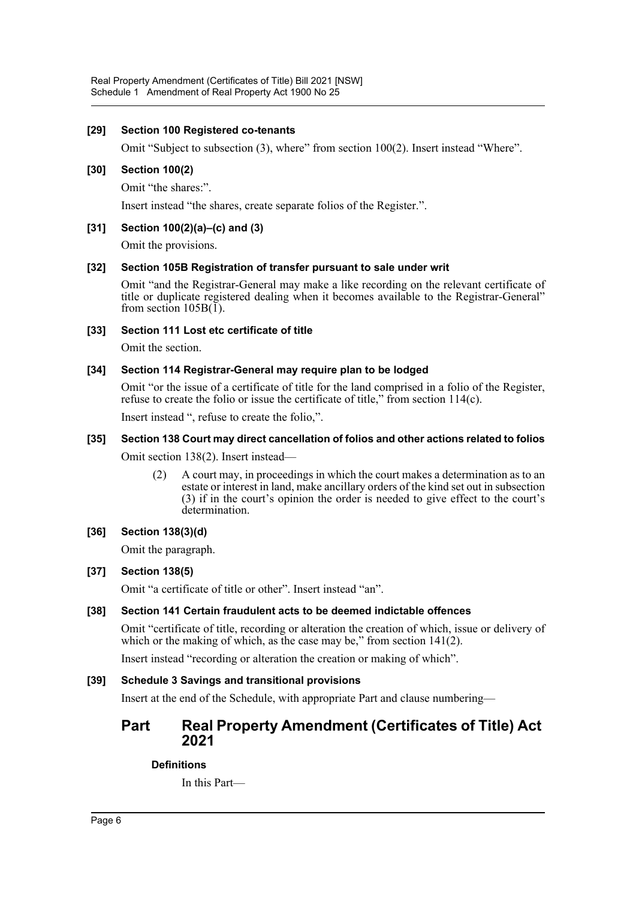**[29] Section 100 Registered co-tenants**

Omit "Subject to subsection (3), where" from section 100(2). Insert instead "Where".

**[30] Section 100(2)**

Omit "the shares:".

Insert instead "the shares, create separate folios of the Register.".

**[31] Section 100(2)(a)–(c) and (3)**

Omit the provisions.

**[32] Section 105B Registration of transfer pursuant to sale under writ**

Omit "and the Registrar-General may make a like recording on the relevant certificate of title or duplicate registered dealing when it becomes available to the Registrar-General" from section 105B(1).

**[33] Section 111 Lost etc certificate of title**

Omit the section.

**[34] Section 114 Registrar-General may require plan to be lodged**

Omit "or the issue of a certificate of title for the land comprised in a folio of the Register, refuse to create the folio or issue the certificate of title," from section 114(c).

Insert instead ", refuse to create the folio,".

**[35] Section 138 Court may direct cancellation of folios and other actions related to folios**

Omit section 138(2). Insert instead—

(2) A court may, in proceedings in which the court makes a determination as to an estate or interest in land, make ancillary orders of the kind set out in subsection (3) if in the court's opinion the order is needed to give effect to the court's determination.

**[36] Section 138(3)(d)**

Omit the paragraph.

**[37] Section 138(5)**

Omit "a certificate of title or other". Insert instead "an".

**[38] Section 141 Certain fraudulent acts to be deemed indictable offences**

Omit "certificate of title, recording or alteration the creation of which, issue or delivery of which or the making of which, as the case may be," from section 141(2).

Insert instead "recording or alteration the creation or making of which".

**[39] Schedule 3 Savings and transitional provisions**

Insert at the end of the Schedule, with appropriate Part and clause numbering—

## Part Real Property Amendment (Certificates of Title) Act 2021

**Definitions**

In this Part—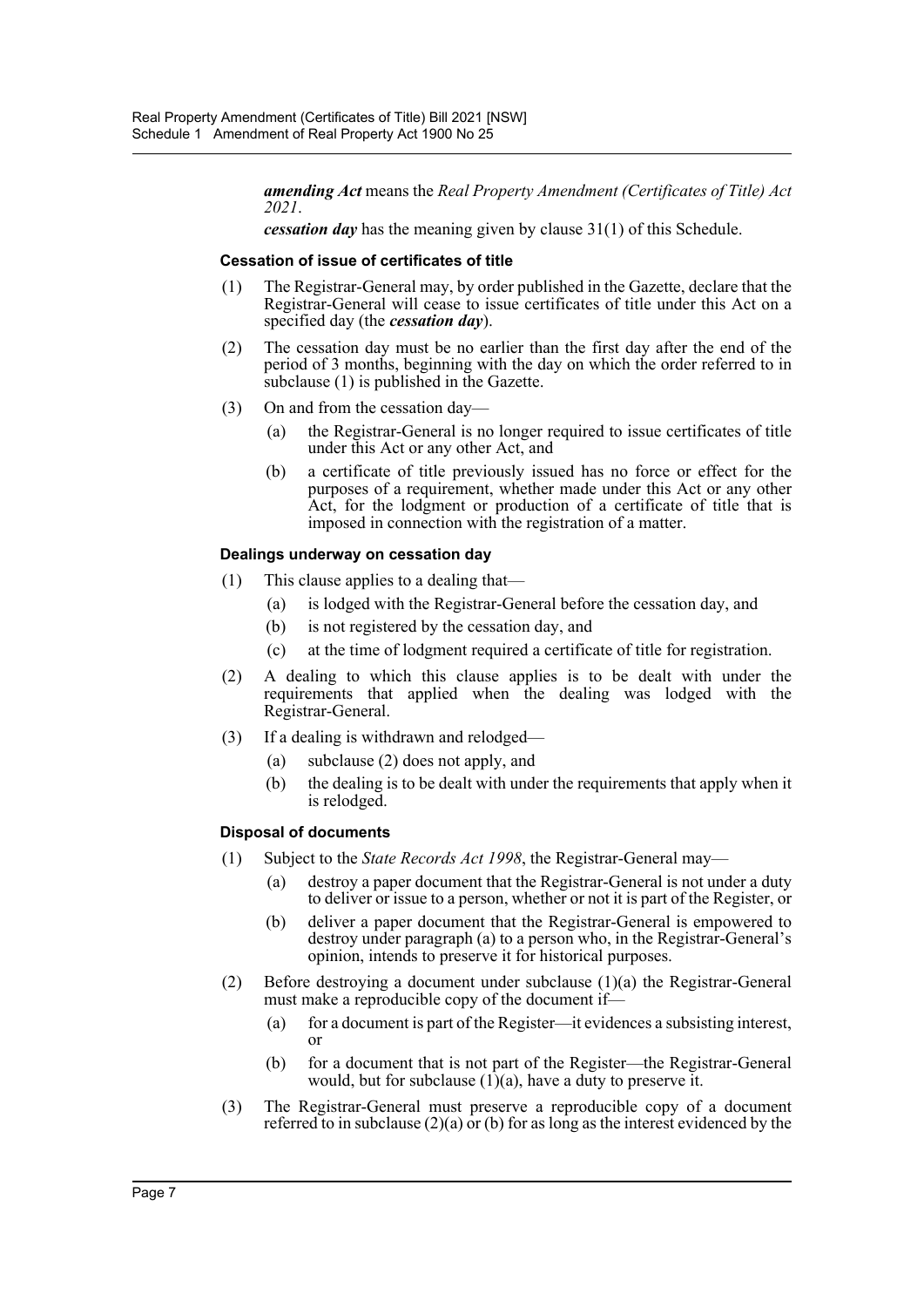***amending Act*** means the *Real Property Amendment (Certificates of Title) Act 2021*.

***cessation day*** has the meaning given by clause 31(1) of this Schedule.

**Cessation of issue of certificates of title**

(1) The Registrar-General may, by order published in the Gazette, declare that the Registrar-General will cease to issue certificates of title under this Act on a specified day (the ***cessation day***).

(2) The cessation day must be no earlier than the first day after the end of the period of 3 months, beginning with the day on which the order referred to in subclause (1) is published in the Gazette.

(3) On and from the cessation day—

  (a) the Registrar-General is no longer required to issue certificates of title under this Act or any other Act, and

  (b) a certificate of title previously issued has no force or effect for the purposes of a requirement, whether made under this Act or any other Act, for the lodgment or production of a certificate of title that is imposed in connection with the registration of a matter.

**Dealings underway on cessation day**

(1) This clause applies to a dealing that—

  (a) is lodged with the Registrar-General before the cessation day, and

  (b) is not registered by the cessation day, and

  (c) at the time of lodgment required a certificate of title for registration.

(2) A dealing to which this clause applies is to be dealt with under the requirements that applied when the dealing was lodged with the Registrar-General.

(3) If a dealing is withdrawn and relodged—

  (a) subclause (2) does not apply, and

  (b) the dealing is to be dealt with under the requirements that apply when it is relodged.

**Disposal of documents**

(1) Subject to the *State Records Act 1998*, the Registrar-General may—

  (a) destroy a paper document that the Registrar-General is not under a duty to deliver or issue to a person, whether or not it is part of the Register, or

  (b) deliver a paper document that the Registrar-General is empowered to destroy under paragraph (a) to a person who, in the Registrar-General's opinion, intends to preserve it for historical purposes.

(2) Before destroying a document under subclause (1)(a) the Registrar-General must make a reproducible copy of the document if—

  (a) for a document is part of the Register—it evidences a subsisting interest, or

  (b) for a document that is not part of the Register—the Registrar-General would, but for subclause (1)(a), have a duty to preserve it.

(3) The Registrar-General must preserve a reproducible copy of a document referred to in subclause (2)(a) or (b) for as long as the interest evidenced by the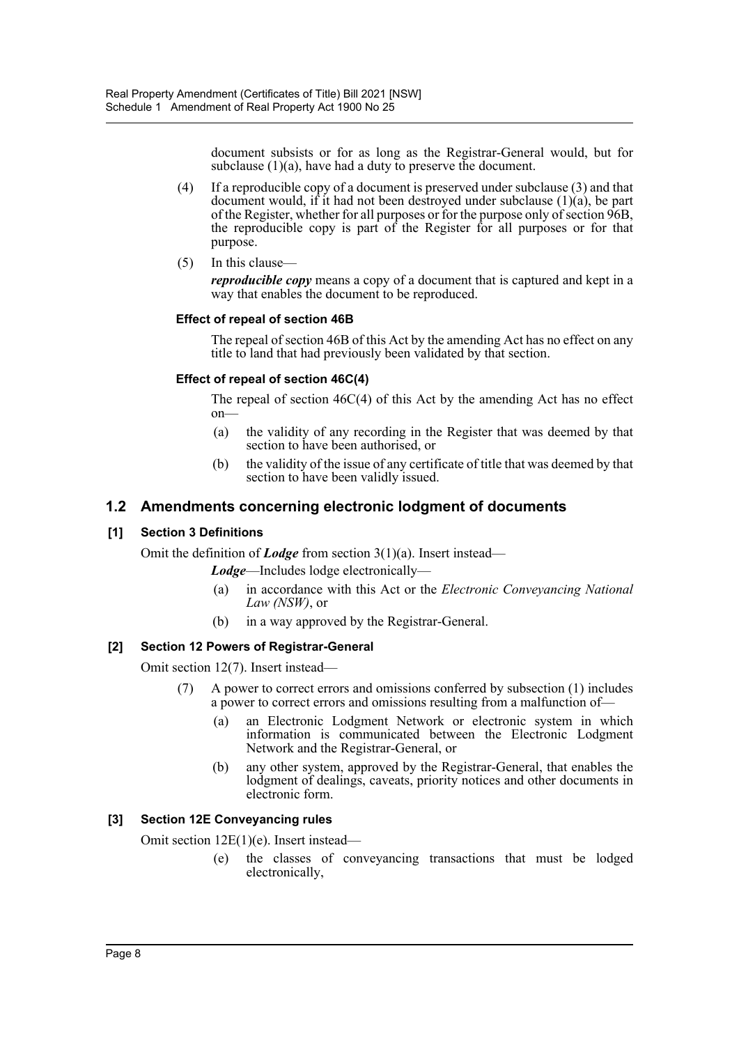document subsists or for as long as the Registrar-General would, but for subclause (1)(a), have had a duty to preserve the document.

(4) If a reproducible copy of a document is preserved under subclause (3) and that document would, if it had not been destroyed under subclause (1)(a), be part of the Register, whether for all purposes or for the purpose only of section 96B, the reproducible copy is part of the Register for all purposes or for that purpose.

(5) In this clause—

***reproducible copy*** means a copy of a document that is captured and kept in a way that enables the document to be reproduced.

**Effect of repeal of section 46B**

The repeal of section 46B of this Act by the amending Act has no effect on any title to land that had previously been validated by that section.

**Effect of repeal of section 46C(4)**

The repeal of section 46C(4) of this Act by the amending Act has no effect on—

(a) the validity of any recording in the Register that was deemed by that section to have been authorised, or

(b) the validity of the issue of any certificate of title that was deemed by that section to have been validly issued.

## 1.2 Amendments concerning electronic lodgment of documents

### [1] Section 3 Definitions

Omit the definition of ***Lodge*** from section 3(1)(a). Insert instead—

***Lodge***—Includes lodge electronically—

(a) in accordance with this Act or the *Electronic Conveyancing National Law (NSW)*, or

(b) in a way approved by the Registrar-General.

### [2] Section 12 Powers of Registrar-General

Omit section 12(7). Insert instead—

(7) A power to correct errors and omissions conferred by subsection (1) includes a power to correct errors and omissions resulting from a malfunction of—

(a) an Electronic Lodgment Network or electronic system in which information is communicated between the Electronic Lodgment Network and the Registrar-General, or

(b) any other system, approved by the Registrar-General, that enables the lodgment of dealings, caveats, priority notices and other documents in electronic form.

### [3] Section 12E Conveyancing rules

Omit section 12E(1)(e). Insert instead—

(e) the classes of conveyancing transactions that must be lodged electronically,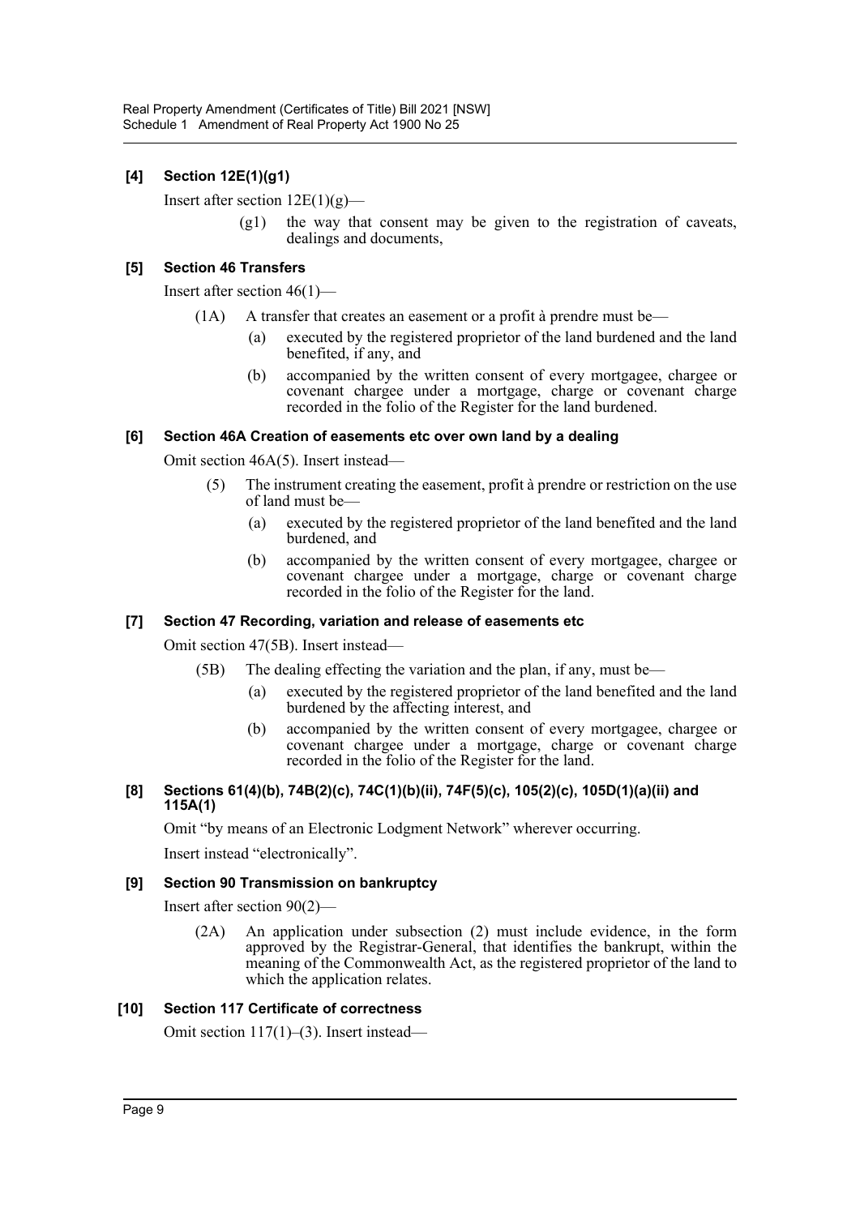**[4] Section 12E(1)(g1)**

Insert after section 12E(1)(g)—

(g1) the way that consent may be given to the registration of caveats, dealings and documents,

**[5] Section 46 Transfers**

Insert after section 46(1)—

(1A) A transfer that creates an easement or a profit à prendre must be—

(a) executed by the registered proprietor of the land burdened and the land benefited, if any, and

(b) accompanied by the written consent of every mortgagee, chargee or covenant chargee under a mortgage, charge or covenant charge recorded in the folio of the Register for the land burdened.

**[6] Section 46A Creation of easements etc over own land by a dealing**

Omit section 46A(5). Insert instead—

(5) The instrument creating the easement, profit à prendre or restriction on the use of land must be—

(a) executed by the registered proprietor of the land benefited and the land burdened, and

(b) accompanied by the written consent of every mortgagee, chargee or covenant chargee under a mortgage, charge or covenant charge recorded in the folio of the Register for the land.

**[7] Section 47 Recording, variation and release of easements etc**

Omit section 47(5B). Insert instead—

(5B) The dealing effecting the variation and the plan, if any, must be—

(a) executed by the registered proprietor of the land benefited and the land burdened by the affecting interest, and

(b) accompanied by the written consent of every mortgagee, chargee or covenant chargee under a mortgage, charge or covenant charge recorded in the folio of the Register for the land.

**[8] Sections 61(4)(b), 74B(2)(c), 74C(1)(b)(ii), 74F(5)(c), 105(2)(c), 105D(1)(a)(ii) and 115A(1)**

Omit "by means of an Electronic Lodgment Network" wherever occurring.

Insert instead "electronically".

**[9] Section 90 Transmission on bankruptcy**

Insert after section 90(2)—

(2A) An application under subsection (2) must include evidence, in the form approved by the Registrar-General, that identifies the bankrupt, within the meaning of the Commonwealth Act, as the registered proprietor of the land to which the application relates.

**[10] Section 117 Certificate of correctness**

Omit section 117(1)–(3). Insert instead—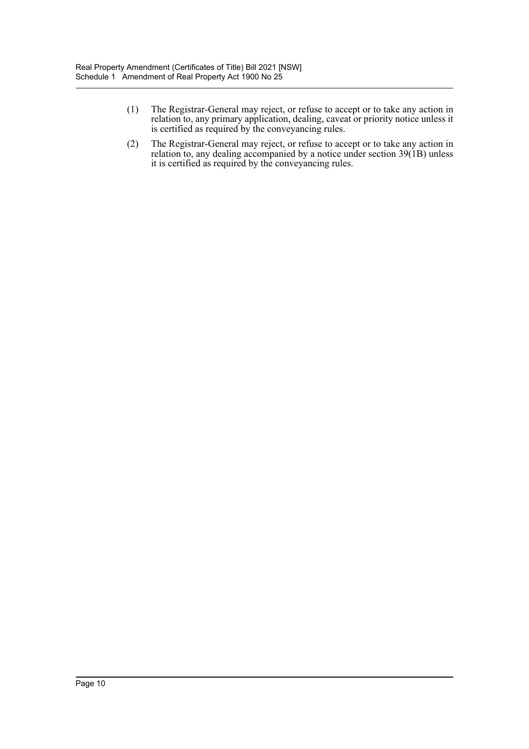(1) The Registrar-General may reject, or refuse to accept or to take any action in relation to, any primary application, dealing, caveat or priority notice unless it is certified as required by the conveyancing rules.

(2) The Registrar-General may reject, or refuse to accept or to take any action in relation to, any dealing accompanied by a notice under section 39(1B) unless it is certified as required by the conveyancing rules.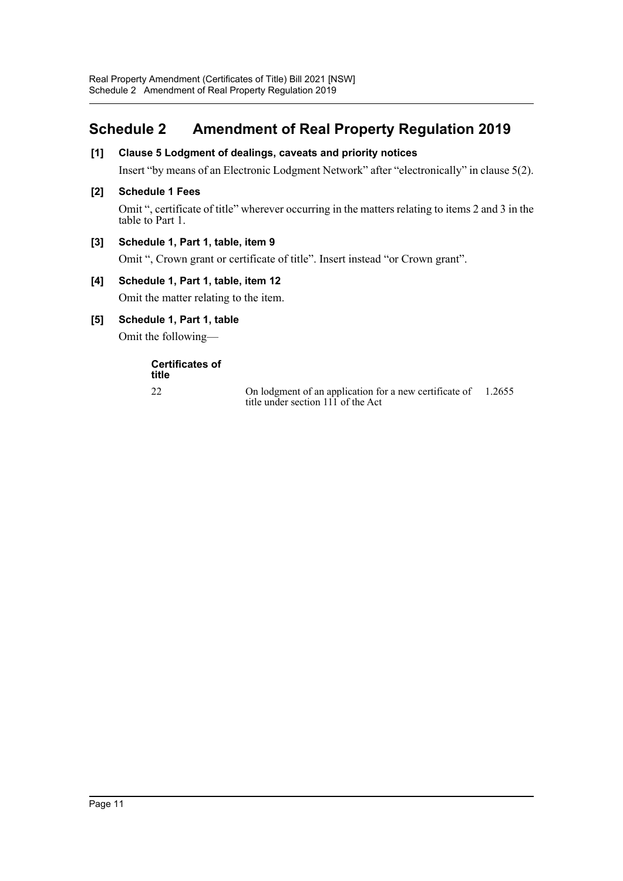# Schedule 2 Amendment of Real Property Regulation 2019

**[1] Clause 5 Lodgment of dealings, caveats and priority notices**

Insert "by means of an Electronic Lodgment Network" after "electronically" in clause 5(2).

**[2] Schedule 1 Fees**

Omit ", certificate of title" wherever occurring in the matters relating to items 2 and 3 in the table to Part 1.

**[3] Schedule 1, Part 1, table, item 9**

Omit ", Crown grant or certificate of title". Insert instead "or Crown grant".

**[4] Schedule 1, Part 1, table, item 12**

Omit the matter relating to the item.

**[5] Schedule 1, Part 1, table**

Omit the following—

| **Certificates of title** | | |
|---|---|---|
| 22 | On lodgment of an application for a new certificate of title under section 111 of the Act | 1.2655 |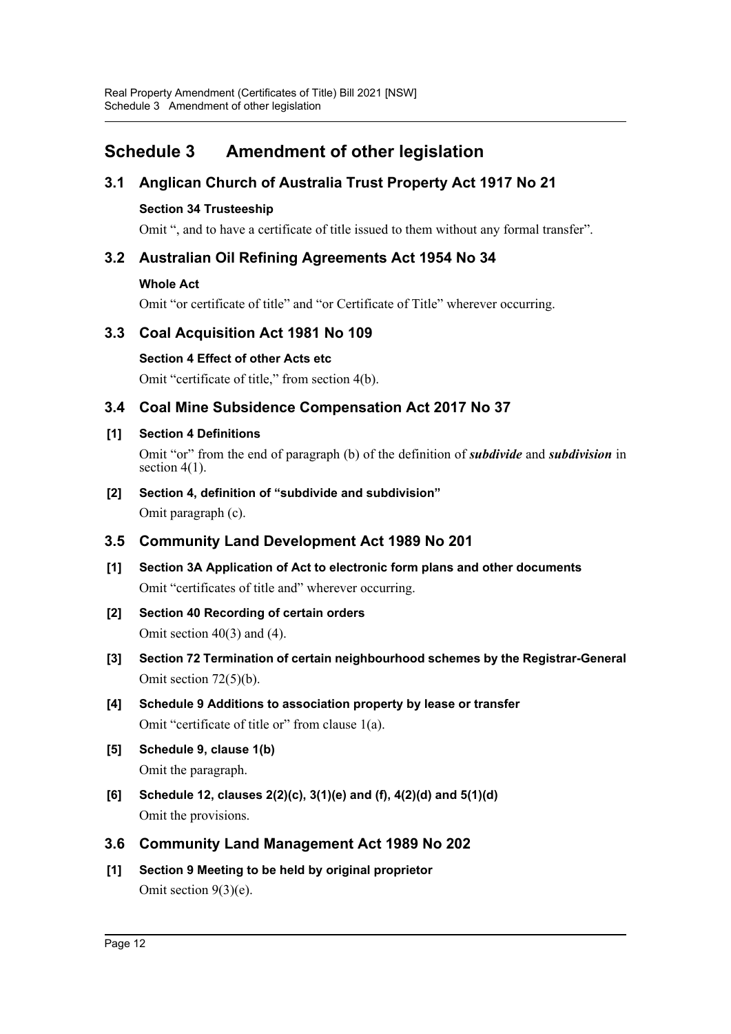# Schedule 3 Amendment of other legislation

## 3.1 Anglican Church of Australia Trust Property Act 1917 No 21

### Section 34 Trusteeship

Omit ", and to have a certificate of title issued to them without any formal transfer".

## 3.2 Australian Oil Refining Agreements Act 1954 No 34

### Whole Act

Omit "or certificate of title" and "or Certificate of Title" wherever occurring.

## 3.3 Coal Acquisition Act 1981 No 109

### Section 4 Effect of other Acts etc

Omit "certificate of title," from section 4(b).

## 3.4 Coal Mine Subsidence Compensation Act 2017 No 37

**[1] Section 4 Definitions**

Omit "or" from the end of paragraph (b) of the definition of ***subdivide*** and ***subdivision*** in section 4(1).

**[2] Section 4, definition of "subdivide and subdivision"**

Omit paragraph (c).

## 3.5 Community Land Development Act 1989 No 201

**[1] Section 3A Application of Act to electronic form plans and other documents**

Omit "certificates of title and" wherever occurring.

**[2] Section 40 Recording of certain orders**

Omit section 40(3) and (4).

**[3] Section 72 Termination of certain neighbourhood schemes by the Registrar-General**

Omit section 72(5)(b).

**[4] Schedule 9 Additions to association property by lease or transfer**

Omit "certificate of title or" from clause 1(a).

**[5] Schedule 9, clause 1(b)**

Omit the paragraph.

**[6] Schedule 12, clauses 2(2)(c), 3(1)(e) and (f), 4(2)(d) and 5(1)(d)**

Omit the provisions.

## 3.6 Community Land Management Act 1989 No 202

**[1] Section 9 Meeting to be held by original proprietor**

Omit section 9(3)(e).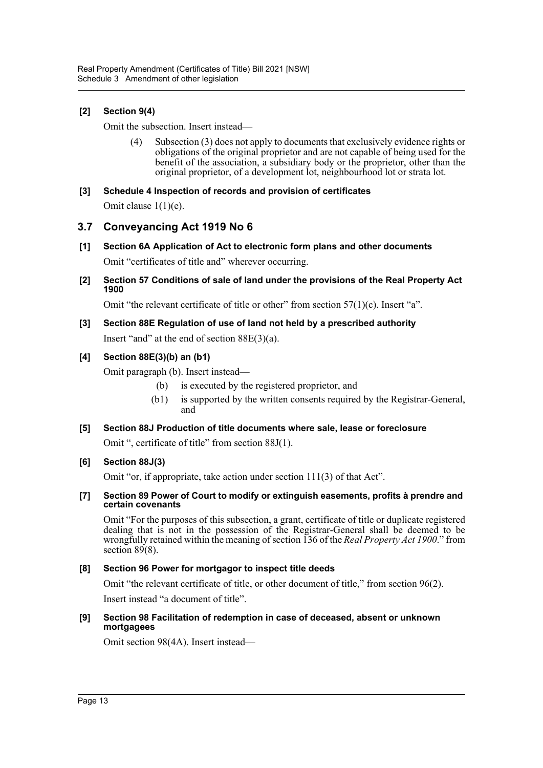**[2] Section 9(4)**

Omit the subsection. Insert instead—

> (4) Subsection (3) does not apply to documents that exclusively evidence rights or obligations of the original proprietor and are not capable of being used for the benefit of the association, a subsidiary body or the proprietor, other than the original proprietor, of a development lot, neighbourhood lot or strata lot.

**[3] Schedule 4 Inspection of records and provision of certificates**

Omit clause 1(1)(e).

## 3.7 Conveyancing Act 1919 No 6

**[1] Section 6A Application of Act to electronic form plans and other documents**

Omit "certificates of title and" wherever occurring.

**[2] Section 57 Conditions of sale of land under the provisions of the Real Property Act 1900**

Omit "the relevant certificate of title or other" from section 57(1)(c). Insert "a".

**[3] Section 88E Regulation of use of land not held by a prescribed authority**

Insert "and" at the end of section 88E(3)(a).

**[4] Section 88E(3)(b) an (b1)**

Omit paragraph (b). Insert instead—

> (b) is executed by the registered proprietor, and
>
> (b1) is supported by the written consents required by the Registrar-General, and

**[5] Section 88J Production of title documents where sale, lease or foreclosure**

Omit ", certificate of title" from section 88J(1).

**[6] Section 88J(3)**

Omit "or, if appropriate, take action under section 111(3) of that Act".

**[7] Section 89 Power of Court to modify or extinguish easements, profits à prendre and certain covenants**

Omit "For the purposes of this subsection, a grant, certificate of title or duplicate registered dealing that is not in the possession of the Registrar-General shall be deemed to be wrongfully retained within the meaning of section 136 of the *Real Property Act 1900*." from section 89(8).

**[8] Section 96 Power for mortgagor to inspect title deeds**

Omit "the relevant certificate of title, or other document of title," from section 96(2).

Insert instead "a document of title".

**[9] Section 98 Facilitation of redemption in case of deceased, absent or unknown mortgagees**

Omit section 98(4A). Insert instead—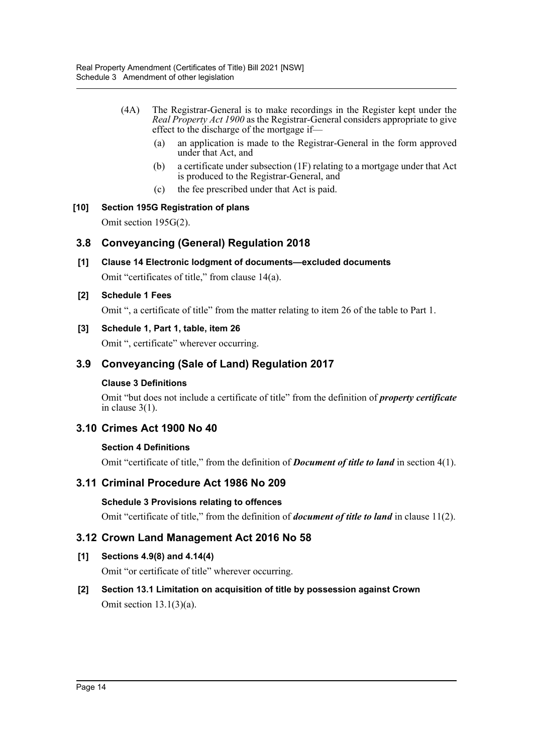(4A) The Registrar-General is to make recordings in the Register kept under the *Real Property Act 1900* as the Registrar-General considers appropriate to give effect to the discharge of the mortgage if—

(a) an application is made to the Registrar-General in the form approved under that Act, and

(b) a certificate under subsection (1F) relating to a mortgage under that Act is produced to the Registrar-General, and

(c) the fee prescribed under that Act is paid.

**[10] Section 195G Registration of plans**

Omit section 195G(2).

## 3.8 Conveyancing (General) Regulation 2018

**[1] Clause 14 Electronic lodgment of documents—excluded documents**

Omit "certificates of title," from clause 14(a).

**[2] Schedule 1 Fees**

Omit ", a certificate of title" from the matter relating to item 26 of the table to Part 1.

**[3] Schedule 1, Part 1, table, item 26**

Omit ", certificate" wherever occurring.

## 3.9 Conveyancing (Sale of Land) Regulation 2017

**Clause 3 Definitions**

Omit "but does not include a certificate of title" from the definition of ***property certificate*** in clause 3(1).

## 3.10 Crimes Act 1900 No 40

**Section 4 Definitions**

Omit "certificate of title," from the definition of ***Document of title to land*** in section 4(1).

## 3.11 Criminal Procedure Act 1986 No 209

**Schedule 3 Provisions relating to offences**

Omit "certificate of title," from the definition of ***document of title to land*** in clause 11(2).

## 3.12 Crown Land Management Act 2016 No 58

**[1] Sections 4.9(8) and 4.14(4)**

Omit "or certificate of title" wherever occurring.

**[2] Section 13.1 Limitation on acquisition of title by possession against Crown**

Omit section 13.1(3)(a).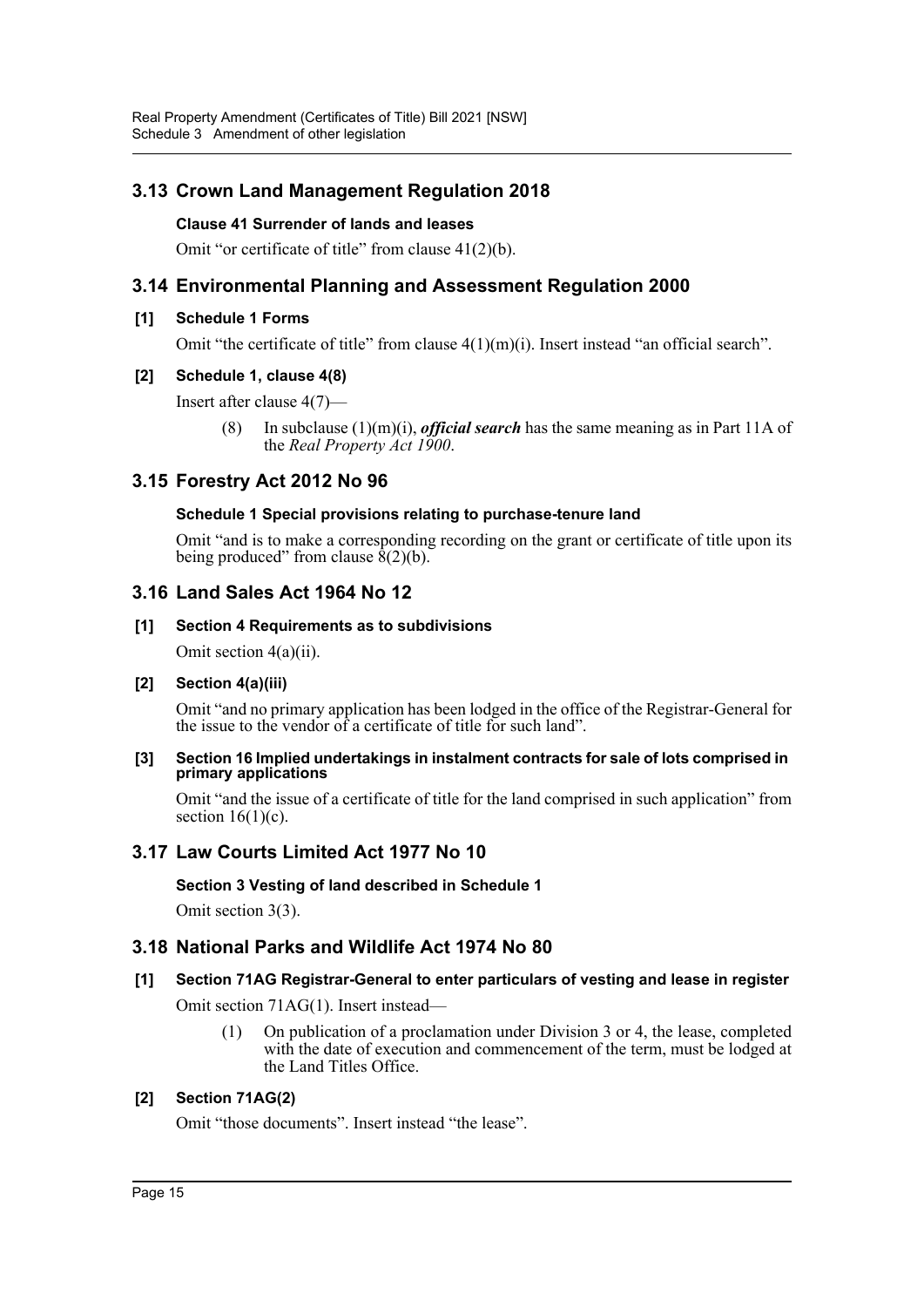## 3.13 Crown Land Management Regulation 2018

### Clause 41 Surrender of lands and leases

Omit "or certificate of title" from clause 41(2)(b).

## 3.14 Environmental Planning and Assessment Regulation 2000

### [1] Schedule 1 Forms

Omit "the certificate of title" from clause 4(1)(m)(i). Insert instead "an official search".

### [2] Schedule 1, clause 4(8)

Insert after clause 4(7)—

> (8) In subclause (1)(m)(i), ***official search*** has the same meaning as in Part 11A of the *Real Property Act 1900*.

## 3.15 Forestry Act 2012 No 96

### Schedule 1 Special provisions relating to purchase-tenure land

Omit "and is to make a corresponding recording on the grant or certificate of title upon its being produced" from clause 8(2)(b).

## 3.16 Land Sales Act 1964 No 12

### [1] Section 4 Requirements as to subdivisions

Omit section 4(a)(ii).

### [2] Section 4(a)(iii)

Omit "and no primary application has been lodged in the office of the Registrar-General for the issue to the vendor of a certificate of title for such land".

### [3] Section 16 Implied undertakings in instalment contracts for sale of lots comprised in primary applications

Omit "and the issue of a certificate of title for the land comprised in such application" from section 16(1)(c).

## 3.17 Law Courts Limited Act 1977 No 10

### Section 3 Vesting of land described in Schedule 1

Omit section 3(3).

## 3.18 National Parks and Wildlife Act 1974 No 80

### [1] Section 71AG Registrar-General to enter particulars of vesting and lease in register

Omit section 71AG(1). Insert instead—

> (1) On publication of a proclamation under Division 3 or 4, the lease, completed with the date of execution and commencement of the term, must be lodged at the Land Titles Office.

### [2] Section 71AG(2)

Omit "those documents". Insert instead "the lease".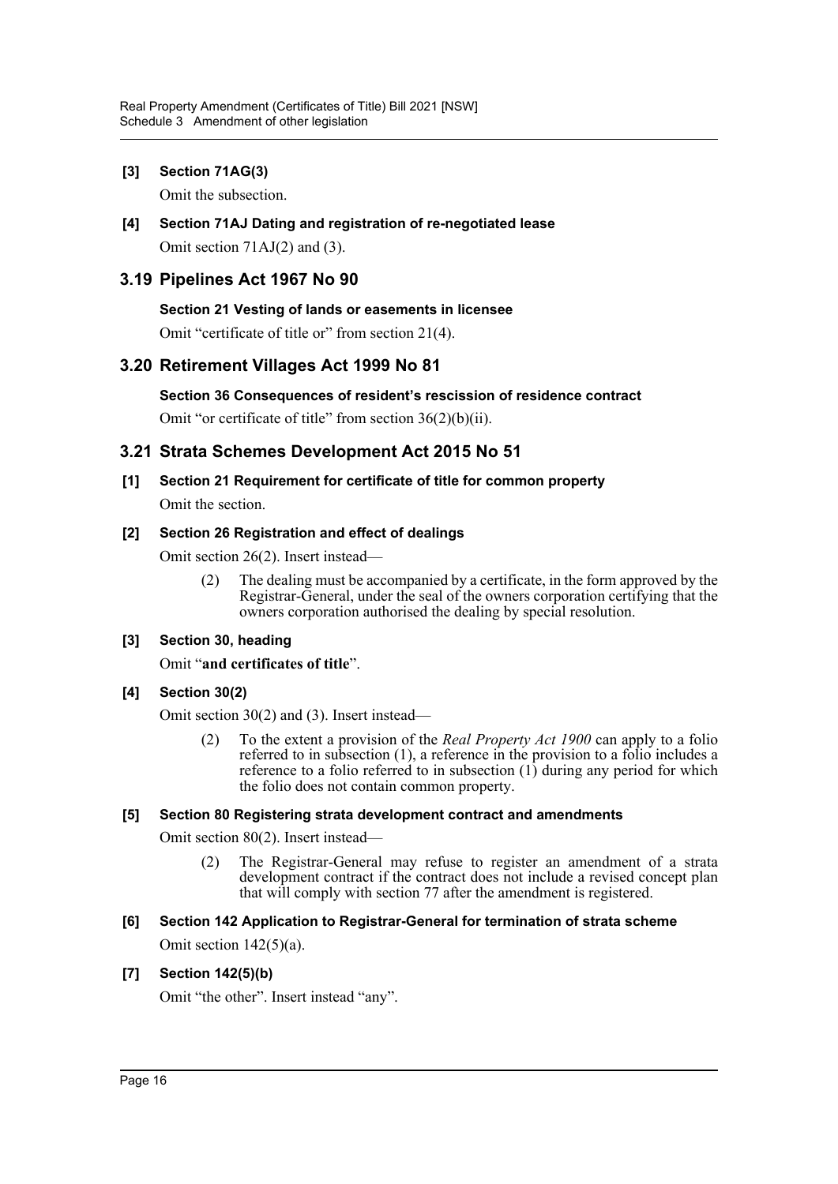**[3] Section 71AG(3)**

Omit the subsection.

**[4] Section 71AJ Dating and registration of re-negotiated lease**

Omit section 71AJ(2) and (3).

## 3.19 Pipelines Act 1967 No 90

**Section 21 Vesting of lands or easements in licensee**

Omit "certificate of title or" from section 21(4).

## 3.20 Retirement Villages Act 1999 No 81

**Section 36 Consequences of resident's rescission of residence contract**

Omit "or certificate of title" from section 36(2)(b)(ii).

## 3.21 Strata Schemes Development Act 2015 No 51

**[1] Section 21 Requirement for certificate of title for common property**

Omit the section.

**[2] Section 26 Registration and effect of dealings**

Omit section 26(2). Insert instead—

> (2) The dealing must be accompanied by a certificate, in the form approved by the Registrar-General, under the seal of the owners corporation certifying that the owners corporation authorised the dealing by special resolution.

**[3] Section 30, heading**

Omit "**and certificates of title**".

**[4] Section 30(2)**

Omit section 30(2) and (3). Insert instead—

> (2) To the extent a provision of the *Real Property Act 1900* can apply to a folio referred to in subsection (1), a reference in the provision to a folio includes a reference to a folio referred to in subsection (1) during any period for which the folio does not contain common property.

**[5] Section 80 Registering strata development contract and amendments**

Omit section 80(2). Insert instead—

> (2) The Registrar-General may refuse to register an amendment of a strata development contract if the contract does not include a revised concept plan that will comply with section 77 after the amendment is registered.

**[6] Section 142 Application to Registrar-General for termination of strata scheme**

Omit section 142(5)(a).

**[7] Section 142(5)(b)**

Omit "the other". Insert instead "any".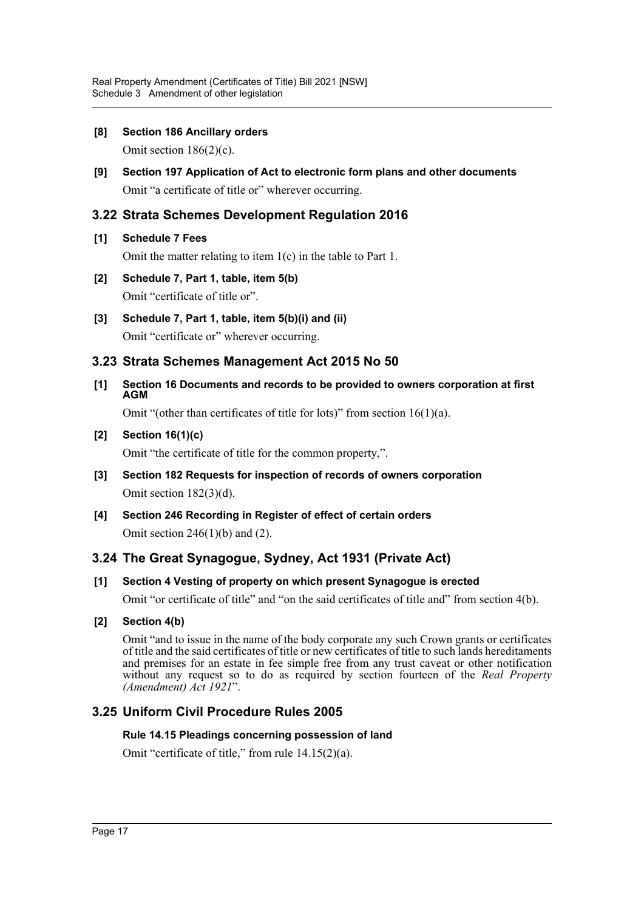**[8] Section 186 Ancillary orders**

Omit section 186(2)(c).

**[9] Section 197 Application of Act to electronic form plans and other documents**

Omit "a certificate of title or" wherever occurring.

## 3.22 Strata Schemes Development Regulation 2016

**[1] Schedule 7 Fees**

Omit the matter relating to item 1(c) in the table to Part 1.

**[2] Schedule 7, Part 1, table, item 5(b)**

Omit "certificate of title or".

**[3] Schedule 7, Part 1, table, item 5(b)(i) and (ii)**

Omit "certificate or" wherever occurring.

## 3.23 Strata Schemes Management Act 2015 No 50

**[1] Section 16 Documents and records to be provided to owners corporation at first AGM**

Omit "(other than certificates of title for lots)" from section 16(1)(a).

**[2] Section 16(1)(c)**

Omit "the certificate of title for the common property,".

**[3] Section 182 Requests for inspection of records of owners corporation**

Omit section 182(3)(d).

**[4] Section 246 Recording in Register of effect of certain orders**

Omit section 246(1)(b) and (2).

## 3.24 The Great Synagogue, Sydney, Act 1931 (Private Act)

**[1] Section 4 Vesting of property on which present Synagogue is erected**

Omit "or certificate of title" and "on the said certificates of title and" from section 4(b).

**[2] Section 4(b)**

Omit "and to issue in the name of the body corporate any such Crown grants or certificates of title and the said certificates of title or new certificates of title to such lands hereditaments and premises for an estate in fee simple free from any trust caveat or other notification without any request so to do as required by section fourteen of the *Real Property (Amendment) Act 1921*".

## 3.25 Uniform Civil Procedure Rules 2005

**Rule 14.15 Pleadings concerning possession of land**

Omit "certificate of title," from rule 14.15(2)(a).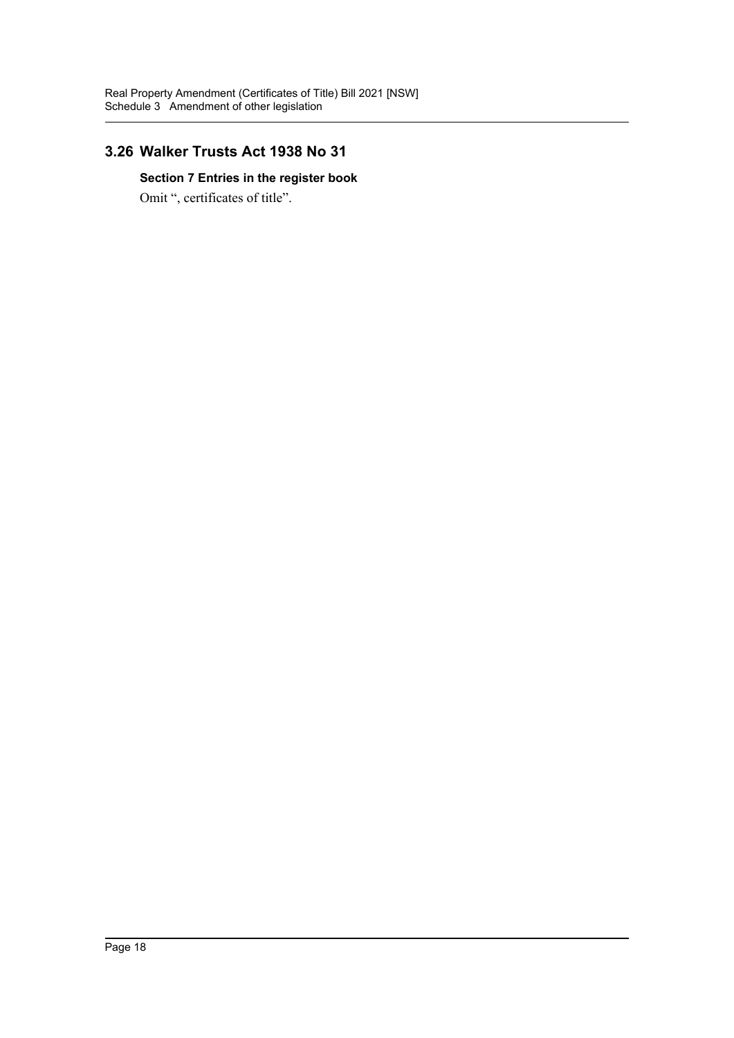## 3.26 Walker Trusts Act 1938 No 31

### Section 7 Entries in the register book

Omit ", certificates of title".